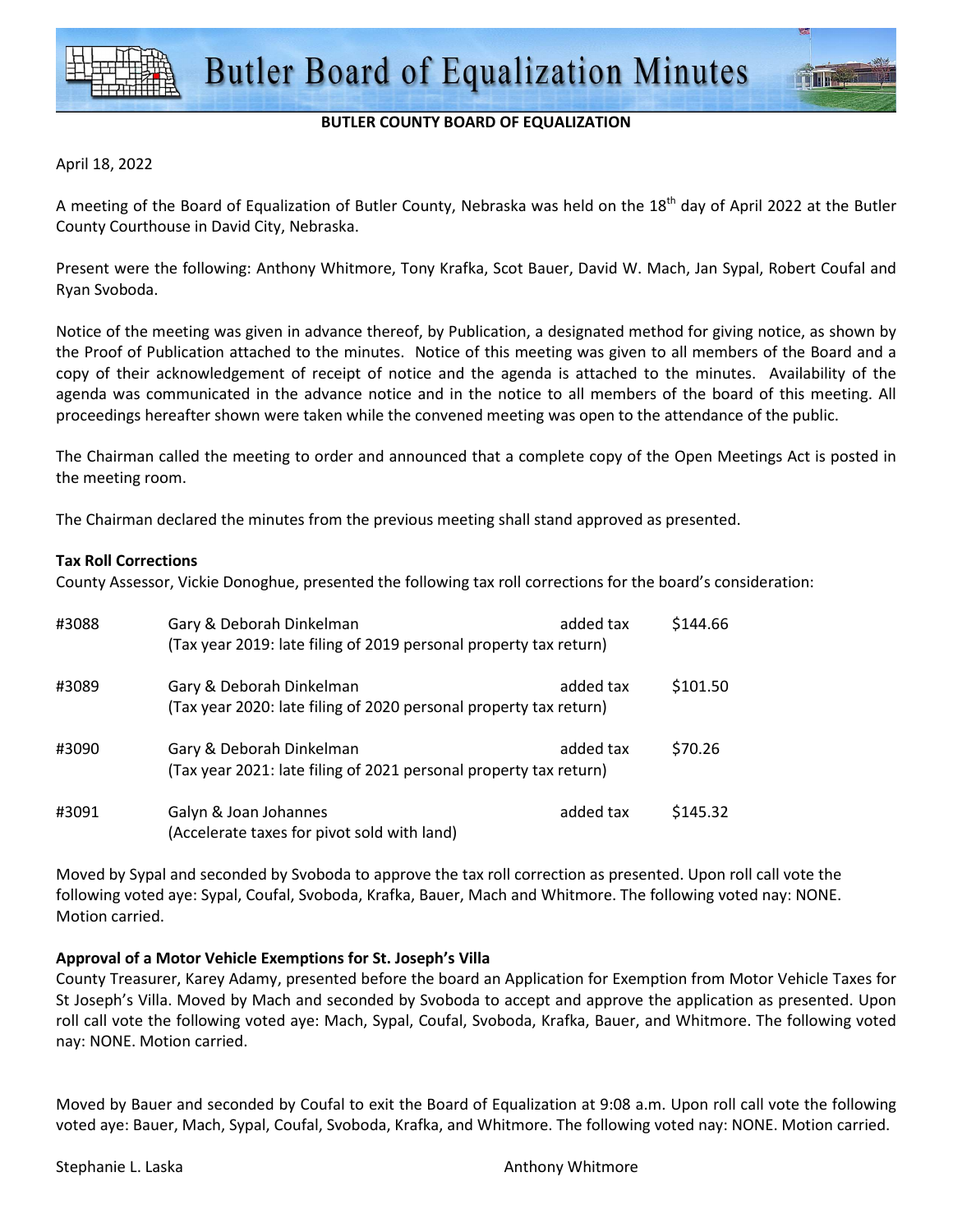# Butler Board of Equalization Minutes

**BUTLER COUNTY BOARD OF EQUALIZATION**

April 18, 2022

A meeting of the Board of Equalization of Butler County, Nebraska was held on the 18th day of April 2022 at the Butler County Courthouse in David City, Nebraska.

Present were the following: Anthony Whitmore, Tony Krafka, Scot Bauer, David W. Mach, Jan Sypal, Robert Coufal and Ryan Svoboda.

Notice of the meeting was given in advance thereof, by Publication, a designated method for giving notice, as shown by the Proof of Publication attached to the minutes. Notice of this meeting was given to all members of the Board and a copy of their acknowledgement of receipt of notice and the agenda is attached to the minutes. Availability of the agenda was communicated in the advance notice and in the notice to all members of the board of this meeting. All proceedings hereafter shown were taken while the convened meeting was open to the attendance of the public.

The Chairman called the meeting to order and announced that a complete copy of the Open Meetings Act is posted in the meeting room.

The Chairman declared the minutes from the previous meeting shall stand approved as presented.

**Tax Roll Corrections**

County Assessor, Vickie Donoghue, presented the following tax roll corrections for the board's consideration:

| | | | |
|---|---|---|---|
| #3088 | Gary & Deborah Dinkelman<br>(Tax year 2019: late filing of 2019 personal property tax return) | added tax | $144.66 |
| #3089 | Gary & Deborah Dinkelman<br>(Tax year 2020: late filing of 2020 personal property tax return) | added tax | $101.50 |
| #3090 | Gary & Deborah Dinkelman<br>(Tax year 2021: late filing of 2021 personal property tax return) | added tax | $70.26 |
| #3091 | Galyn & Joan Johannes<br>(Accelerate taxes for pivot sold with land) | added tax | $145.32 |

Moved by Sypal and seconded by Svoboda to approve the tax roll correction as presented. Upon roll call vote the following voted aye: Sypal, Coufal, Svoboda, Krafka, Bauer, Mach and Whitmore. The following voted nay: NONE. Motion carried.

**Approval of a Motor Vehicle Exemptions for St. Joseph's Villa**

County Treasurer, Karey Adamy, presented before the board an Application for Exemption from Motor Vehicle Taxes for St Joseph's Villa. Moved by Mach and seconded by Svoboda to accept and approve the application as presented. Upon roll call vote the following voted aye: Mach, Sypal, Coufal, Svoboda, Krafka, Bauer, and Whitmore. The following voted nay: NONE. Motion carried.

Moved by Bauer and seconded by Coufal to exit the Board of Equalization at 9:08 a.m. Upon roll call vote the following voted aye: Bauer, Mach, Sypal, Coufal, Svoboda, Krafka, and Whitmore. The following voted nay: NONE. Motion carried.

Stephanie L. Laska　　　　　　　　　　Anthony Whitmore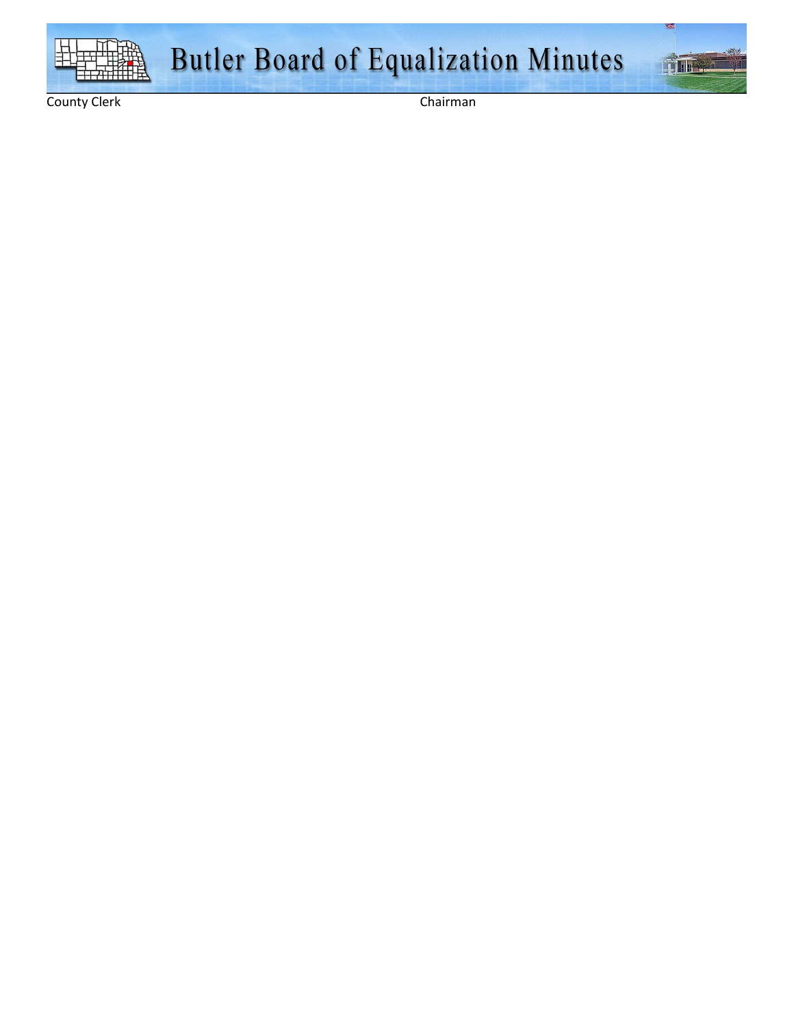County Clerk Chairman